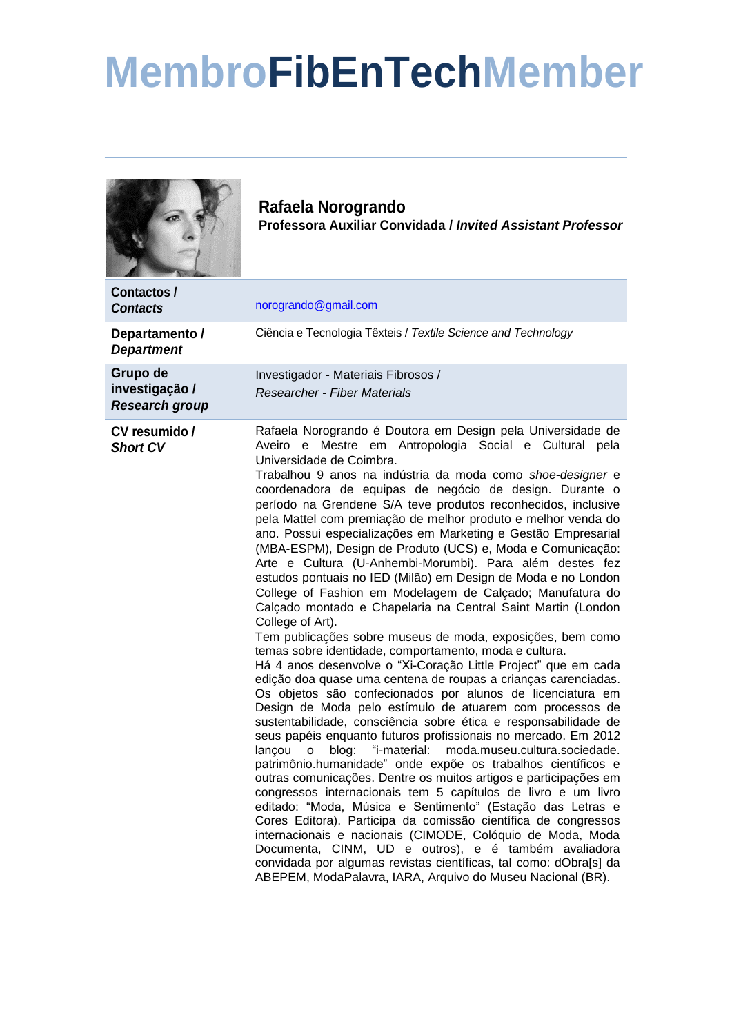# MembroFibEnTechMember

## Rafaela Norogrando

**Professora Auxiliar Convidada / *Invited Assistant Professor***

| | |
|---|---|
| **Contactos /** ***Contacts*** | norogrando@gmail.com |
| **Departamento /** ***Department*** | Ciência e Tecnologia Têxteis / *Textile Science and Technology* |
| **Grupo de investigação /** ***Research group*** | Investigador - Materiais Fibrosos / *Researcher - Fiber Materials* |
| **CV resumido /** ***Short CV*** | Rafaela Norogrando é Doutora em Design pela Universidade de Aveiro e Mestre em Antropologia Social e Cultural pela Universidade de Coimbra. Trabalhou 9 anos na indústria da moda como *shoe-designer* e coordenadora de equipas de negócio de design. Durante o período na Grendene S/A teve produtos reconhecidos, inclusive pela Mattel com premiação de melhor produto e melhor venda do ano. Possui especializações em Marketing e Gestão Empresarial (MBA-ESPM), Design de Produto (UCS) e, Moda e Comunicação: Arte e Cultura (U-Anhembi-Morumbi). Para além destes fez estudos pontuais no IED (Milão) em Design de Moda e no London College of Fashion em Modelagem de Calçado; Manufatura do Calçado montado e Chapelaria na Central Saint Martin (London College of Art). Tem publicações sobre museus de moda, exposições, bem como temas sobre identidade, comportamento, moda e cultura. Há 4 anos desenvolve o "Xi-Coração Little Project" que em cada edição doa quase uma centena de roupas a crianças carenciadas. Os objetos são confecionados por alunos de licenciatura em Design de Moda pelo estímulo de atuarem com processos de sustentabilidade, consciência sobre ética e responsabilidade de seus papéis enquanto futuros profissionais no mercado. Em 2012 lançou o blog: "i-material: moda.museu.cultura.sociedade. patrimônio.humanidade" onde expõe os trabalhos científicos e outras comunicações. Dentre os muitos artigos e participações em congressos internacionais tem 5 capítulos de livro e um livro editado: "Moda, Música e Sentimento" (Estação das Letras e Cores Editora). Participa da comissão científica de congressos internacionais e nacionais (CIMODE, Colóquio de Moda, Moda Documenta, CINM, UD e outros), e é também avaliadora convidada por algumas revistas científicas, tal como: dObra[s] da ABEPEM, ModaPalavra, IARA, Arquivo do Museu Nacional (BR). |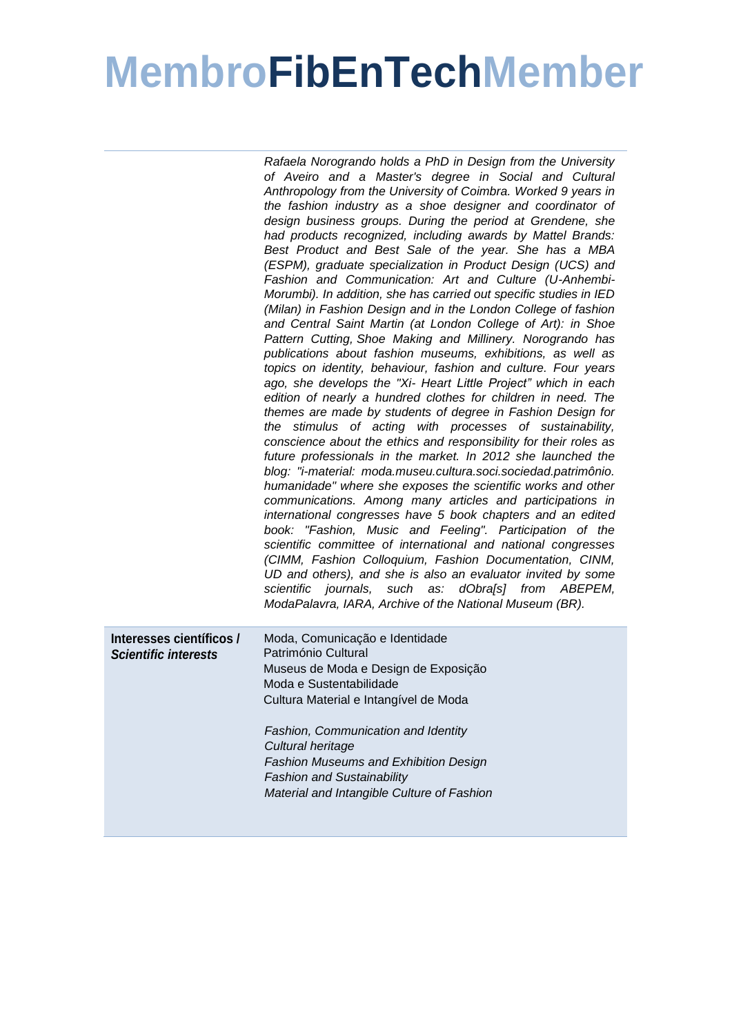# MembroFibEnTechMember

*Rafaela Norogrando holds a PhD in Design from the University of Aveiro and a Master's degree in Social and Cultural Anthropology from the University of Coimbra. Worked 9 years in the fashion industry as a shoe designer and coordinator of design business groups. During the period at Grendene, she had products recognized, including awards by Mattel Brands: Best Product and Best Sale of the year. She has a MBA (ESPM), graduate specialization in Product Design (UCS) and Fashion and Communication: Art and Culture (U-Anhembi-Morumbi). In addition, she has carried out specific studies in IED (Milan) in Fashion Design and in the London College of fashion and Central Saint Martin (at London College of Art): in Shoe Pattern Cutting, Shoe Making and Millinery. Norogrando has publications about fashion museums, exhibitions, as well as topics on identity, behaviour, fashion and culture. Four years ago, she develops the "Xi- Heart Little Project" which in each edition of nearly a hundred clothes for children in need. The themes are made by students of degree in Fashion Design for the stimulus of acting with processes of sustainability, conscience about the ethics and responsibility for their roles as future professionals in the market. In 2012 she launched the blog: "i-material: moda.museu.cultura.soci.sociedad.património. humanidade" where she exposes the scientific works and other communications. Among many articles and participations in international congresses have 5 book chapters and an edited book: "Fashion, Music and Feeling". Participation of the scientific committee of international and national congresses (CIMM, Fashion Colloquium, Fashion Documentation, CINM, UD and others), and she is also an evaluator invited by some scientific journals, such as: dObra[s] from ABEPEM, ModaPalavra, IARA, Archive of the National Museum (BR).*

| **Interesses científicos / *Scientific interests*** | Moda, Comunicação e Identidade<br>Património Cultural<br>Museus de Moda e Design de Exposição<br>Moda e Sustentabilidade<br>Cultura Material e Intangível de Moda<br><br>*Fashion, Communication and Identity*<br>*Cultural heritage*<br>*Fashion Museums and Exhibition Design*<br>*Fashion and Sustainability*<br>*Material and Intangible Culture of Fashion* |
|---|---|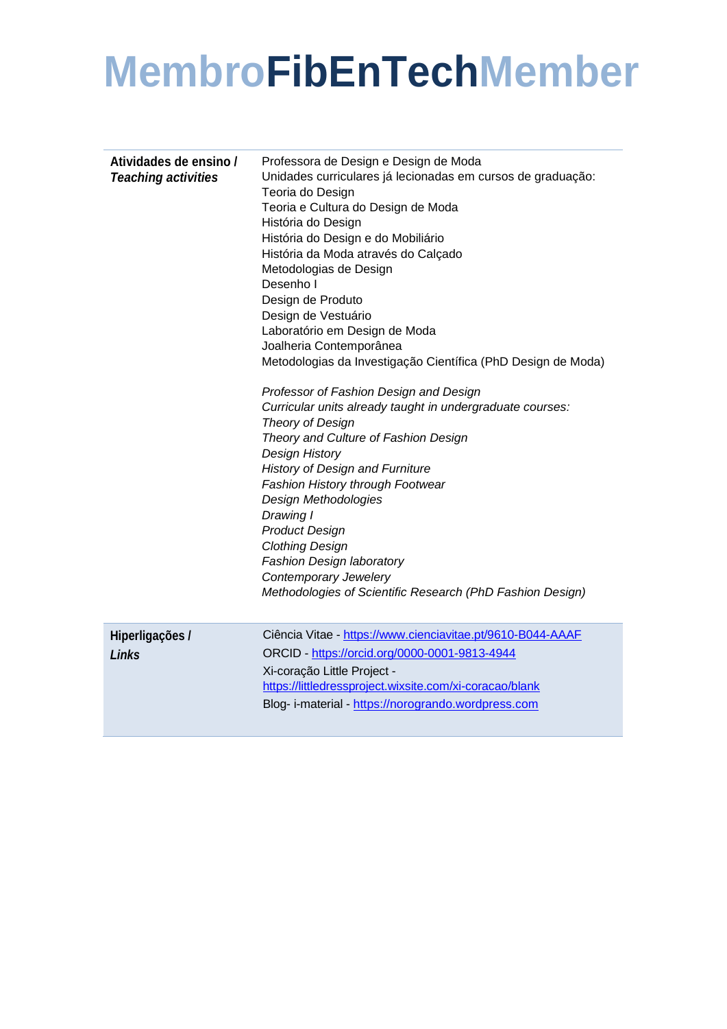# MembroFibEnTechMember

| | |
|---|---|
| **Atividades de ensino /** ***Teaching activities*** | Professora de Design e Design de Moda<br>Unidades curriculares já lecionadas em cursos de graduação:<br>Teoria do Design<br>Teoria e Cultura do Design de Moda<br>História do Design<br>História do Design e do Mobiliário<br>História da Moda através do Calçado<br>Metodologias de Design<br>Desenho I<br>Design de Produto<br>Design de Vestuário<br>Laboratório em Design de Moda<br>Joalheria Contemporânea<br>Metodologias da Investigação Científica (PhD Design de Moda)<br><br>*Professor of Fashion Design and Design*<br>*Curricular units already taught in undergraduate courses:*<br>*Theory of Design*<br>*Theory and Culture of Fashion Design*<br>*Design History*<br>*History of Design and Furniture*<br>*Fashion History through Footwear*<br>*Design Methodologies*<br>*Drawing I*<br>*Product Design*<br>*Clothing Design*<br>*Fashion Design laboratory*<br>*Contemporary Jewelery*<br>*Methodologies of Scientific Research (PhD Fashion Design)* |
| **Hiperligações /** ***Links*** | Ciência Vitae - https://www.cienciavitae.pt/9610-B044-AAAF<br>ORCID - https://orcid.org/0000-0001-9813-4944<br>Xi-coração Little Project - https://littledressproject.wixsite.com/xi-coracao/blank<br>Blog- i-material - https://norogrando.wordpress.com |